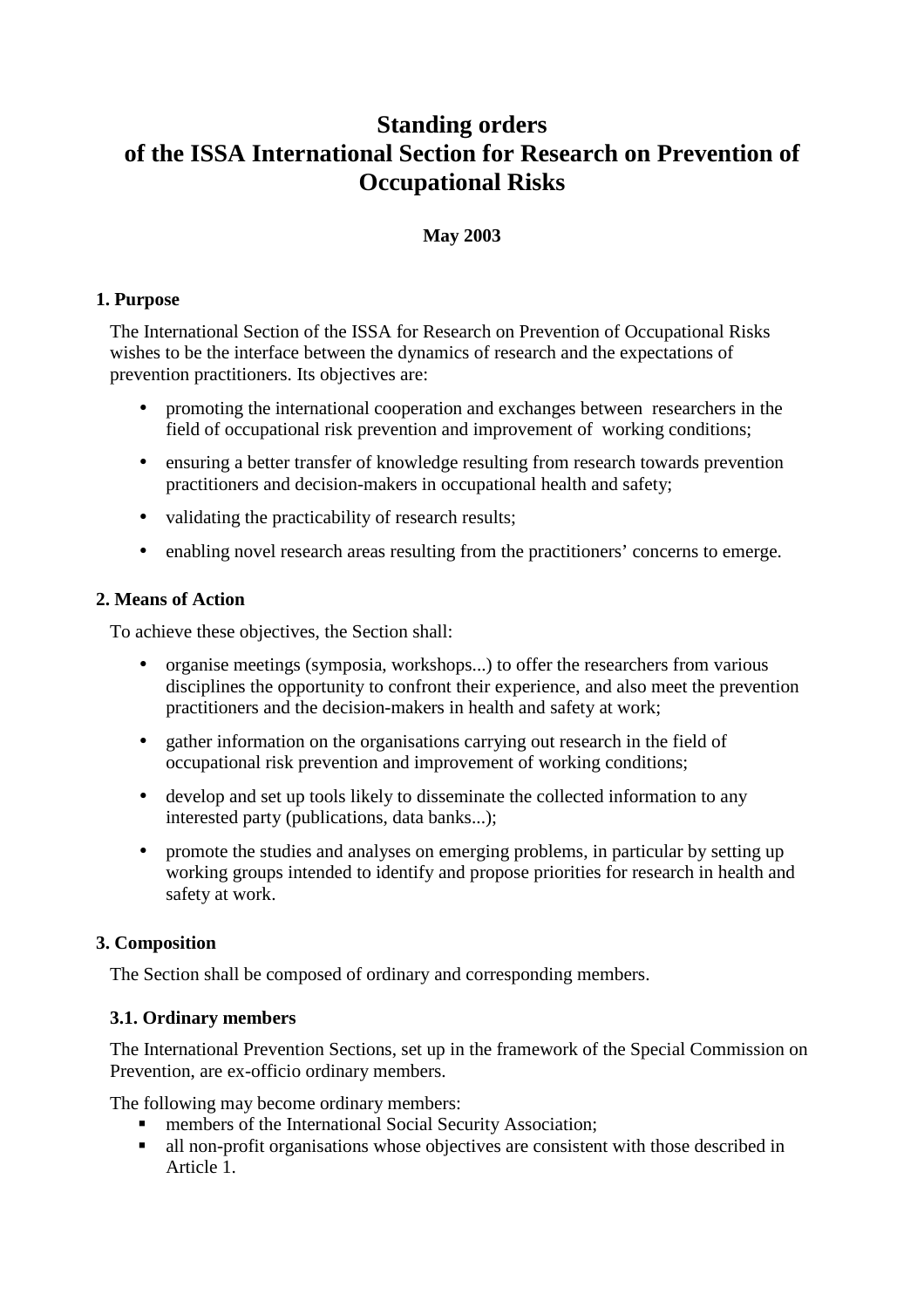# Standing orders of the ISSA International Section for Research on Prevention of Occupational Risks

**May 2003**

## 1. Purpose

The International Section of the ISSA for Research on Prevention of Occupational Risks wishes to be the interface between the dynamics of research and the expectations of prevention practitioners. Its objectives are:

- promoting the international cooperation and exchanges between researchers in the field of occupational risk prevention and improvement of working conditions;
- ensuring a better transfer of knowledge resulting from research towards prevention practitioners and decision-makers in occupational health and safety;
- validating the practicability of research results;
- enabling novel research areas resulting from the practitioners' concerns to emerge.

## 2. Means of Action

To achieve these objectives, the Section shall:

- organise meetings (symposia, workshops...) to offer the researchers from various disciplines the opportunity to confront their experience, and also meet the prevention practitioners and the decision-makers in health and safety at work;
- gather information on the organisations carrying out research in the field of occupational risk prevention and improvement of working conditions;
- develop and set up tools likely to disseminate the collected information to any interested party (publications, data banks...);
- promote the studies and analyses on emerging problems, in particular by setting up working groups intended to identify and propose priorities for research in health and safety at work.

## 3. Composition

The Section shall be composed of ordinary and corresponding members.

### 3.1. Ordinary members

The International Prevention Sections, set up in the framework of the Special Commission on Prevention, are ex-officio ordinary members.

The following may become ordinary members:

- members of the International Social Security Association;
- all non-profit organisations whose objectives are consistent with those described in Article 1.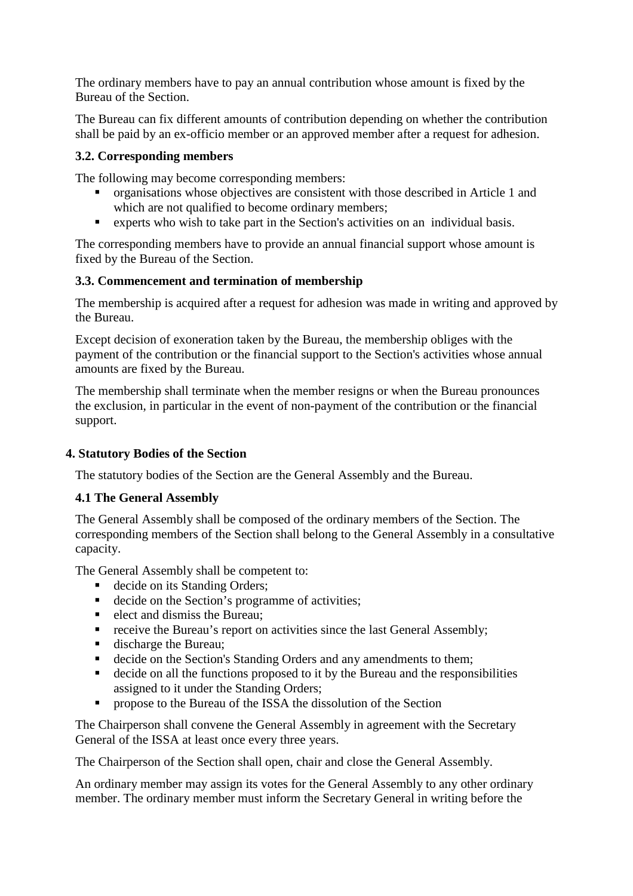The ordinary members have to pay an annual contribution whose amount is fixed by the Bureau of the Section.

The Bureau can fix different amounts of contribution depending on whether the contribution shall be paid by an ex-officio member or an approved member after a request for adhesion.

### 3.2. Corresponding members

The following may become corresponding members:

- organisations whose objectives are consistent with those described in Article 1 and which are not qualified to become ordinary members;
- experts who wish to take part in the Section's activities on an individual basis.

The corresponding members have to provide an annual financial support whose amount is fixed by the Bureau of the Section.

### 3.3. Commencement and termination of membership

The membership is acquired after a request for adhesion was made in writing and approved by the Bureau.

Except decision of exoneration taken by the Bureau, the membership obliges with the payment of the contribution or the financial support to the Section's activities whose annual amounts are fixed by the Bureau.

The membership shall terminate when the member resigns or when the Bureau pronounces the exclusion, in particular in the event of non-payment of the contribution or the financial support.

## 4. Statutory Bodies of the Section

The statutory bodies of the Section are the General Assembly and the Bureau.

### 4.1 The General Assembly

The General Assembly shall be composed of the ordinary members of the Section. The corresponding members of the Section shall belong to the General Assembly in a consultative capacity.

The General Assembly shall be competent to:

- decide on its Standing Orders;
- decide on the Section's programme of activities;
- elect and dismiss the Bureau;
- receive the Bureau's report on activities since the last General Assembly;
- discharge the Bureau;
- decide on the Section's Standing Orders and any amendments to them;
- decide on all the functions proposed to it by the Bureau and the responsibilities assigned to it under the Standing Orders;
- propose to the Bureau of the ISSA the dissolution of the Section

The Chairperson shall convene the General Assembly in agreement with the Secretary General of the ISSA at least once every three years.

The Chairperson of the Section shall open, chair and close the General Assembly.

An ordinary member may assign its votes for the General Assembly to any other ordinary member. The ordinary member must inform the Secretary General in writing before the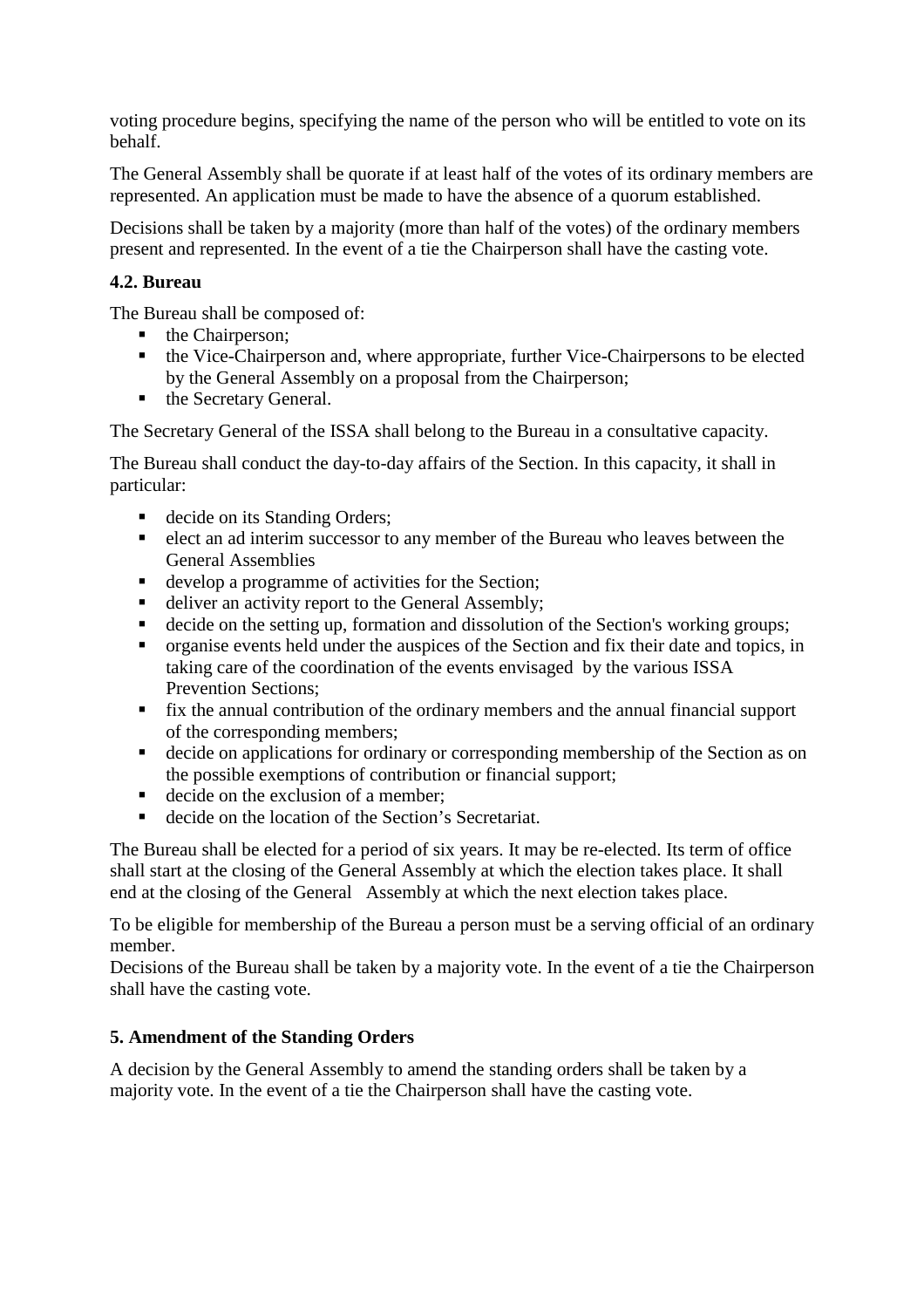voting procedure begins, specifying the name of the person who will be entitled to vote on its behalf.

The General Assembly shall be quorate if at least half of the votes of its ordinary members are represented. An application must be made to have the absence of a quorum established.

Decisions shall be taken by a majority (more than half of the votes) of the ordinary members present and represented. In the event of a tie the Chairperson shall have the casting vote.

### 4.2. Bureau

The Bureau shall be composed of:

- the Chairperson;
- the Vice-Chairperson and, where appropriate, further Vice-Chairpersons to be elected by the General Assembly on a proposal from the Chairperson;
- the Secretary General.

The Secretary General of the ISSA shall belong to the Bureau in a consultative capacity.

The Bureau shall conduct the day-to-day affairs of the Section. In this capacity, it shall in particular:

- decide on its Standing Orders;
- elect an ad interim successor to any member of the Bureau who leaves between the General Assemblies
- develop a programme of activities for the Section;
- deliver an activity report to the General Assembly;
- decide on the setting up, formation and dissolution of the Section's working groups;
- organise events held under the auspices of the Section and fix their date and topics, in taking care of the coordination of the events envisaged by the various ISSA Prevention Sections;
- fix the annual contribution of the ordinary members and the annual financial support of the corresponding members;
- decide on applications for ordinary or corresponding membership of the Section as on the possible exemptions of contribution or financial support;
- decide on the exclusion of a member;
- decide on the location of the Section's Secretariat.

The Bureau shall be elected for a period of six years. It may be re-elected. Its term of office shall start at the closing of the General Assembly at which the election takes place. It shall end at the closing of the General Assembly at which the next election takes place.

To be eligible for membership of the Bureau a person must be a serving official of an ordinary member.
Decisions of the Bureau shall be taken by a majority vote. In the event of a tie the Chairperson shall have the casting vote.

## 5. Amendment of the Standing Orders

A decision by the General Assembly to amend the standing orders shall be taken by a majority vote. In the event of a tie the Chairperson shall have the casting vote.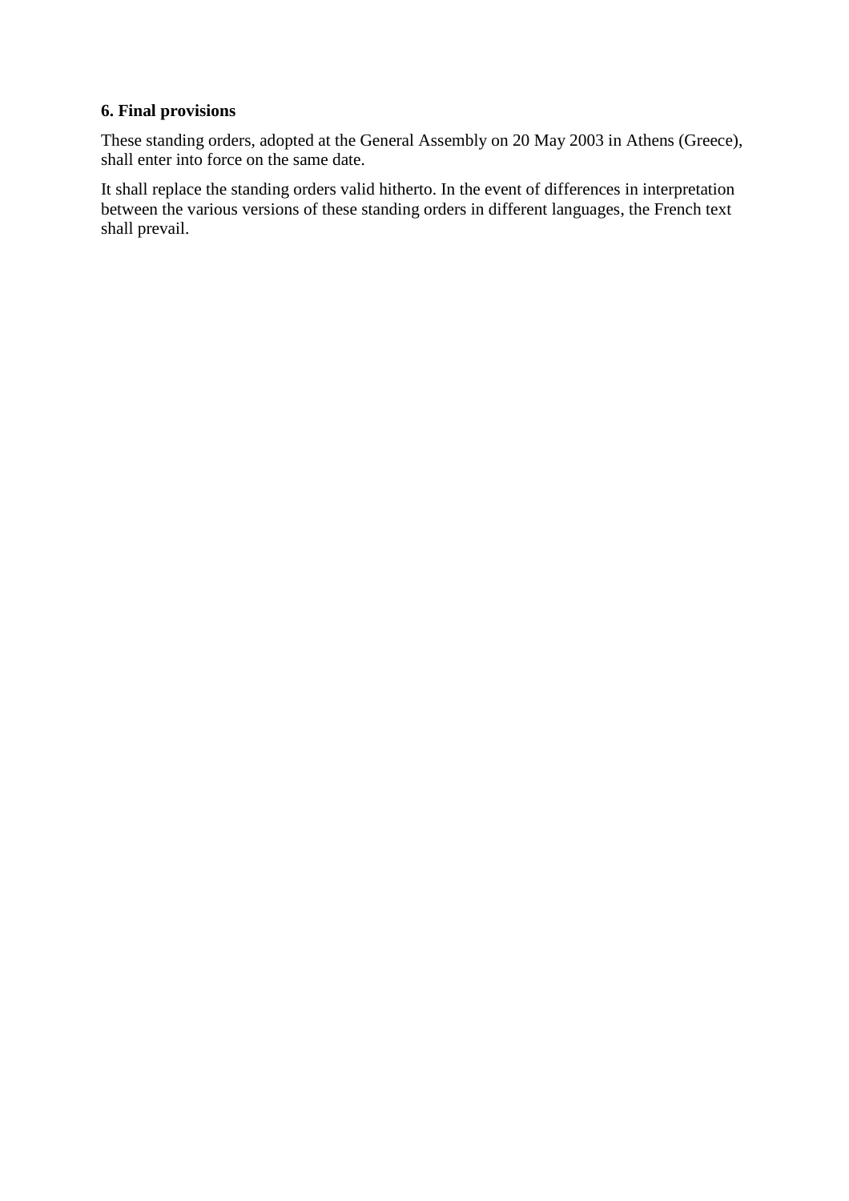**6. Final provisions**

These standing orders, adopted at the General Assembly on 20 May 2003 in Athens (Greece), shall enter into force on the same date.

It shall replace the standing orders valid hitherto. In the event of differences in interpretation between the various versions of these standing orders in different languages, the French text shall prevail.